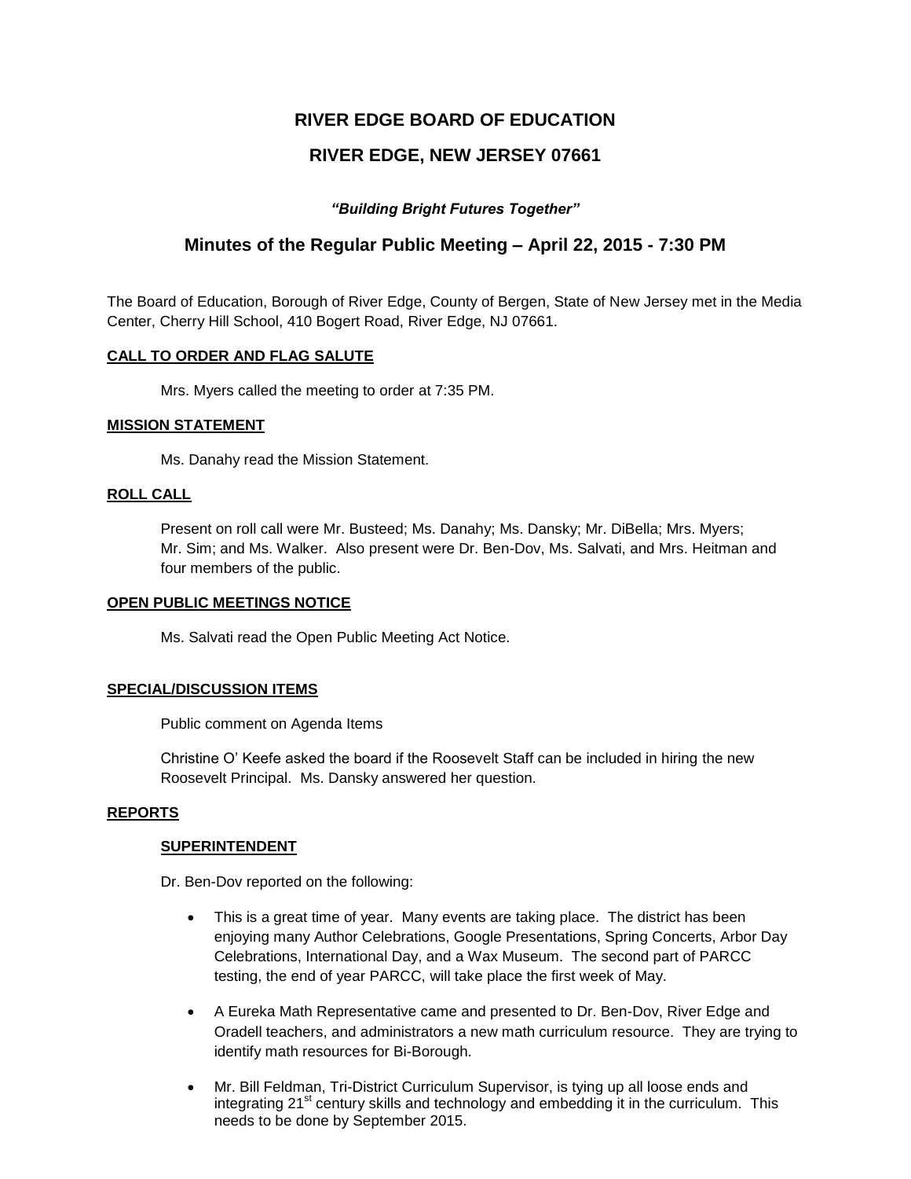# RIVER EDGE BOARD OF EDUCATION

# RIVER EDGE, NEW JERSEY 07661

***"Building Bright Futures Together"***

## Minutes of the Regular Public Meeting – April 22, 2015 - 7:30 PM

The Board of Education, Borough of River Edge, County of Bergen, State of New Jersey met in the Media Center, Cherry Hill School, 410 Bogert Road, River Edge, NJ 07661.

### CALL TO ORDER AND FLAG SALUTE

Mrs. Myers called the meeting to order at 7:35 PM.

### MISSION STATEMENT

Ms. Danahy read the Mission Statement.

### ROLL CALL

Present on roll call were Mr. Busteed; Ms. Danahy; Ms. Dansky; Mr. DiBella; Mrs. Myers; Mr. Sim; and Ms. Walker. Also present were Dr. Ben-Dov, Ms. Salvati, and Mrs. Heitman and four members of the public.

### OPEN PUBLIC MEETINGS NOTICE

Ms. Salvati read the Open Public Meeting Act Notice.

### SPECIAL/DISCUSSION ITEMS

Public comment on Agenda Items

Christine O' Keefe asked the board if the Roosevelt Staff can be included in hiring the new Roosevelt Principal. Ms. Dansky answered her question.

### REPORTS

#### SUPERINTENDENT

Dr. Ben-Dov reported on the following:

- This is a great time of year. Many events are taking place. The district has been enjoying many Author Celebrations, Google Presentations, Spring Concerts, Arbor Day Celebrations, International Day, and a Wax Museum. The second part of PARCC testing, the end of year PARCC, will take place the first week of May.
- A Eureka Math Representative came and presented to Dr. Ben-Dov, River Edge and Oradell teachers, and administrators a new math curriculum resource. They are trying to identify math resources for Bi-Borough.
- Mr. Bill Feldman, Tri-District Curriculum Supervisor, is tying up all loose ends and integrating 21$^{st}$ century skills and technology and embedding it in the curriculum. This needs to be done by September 2015.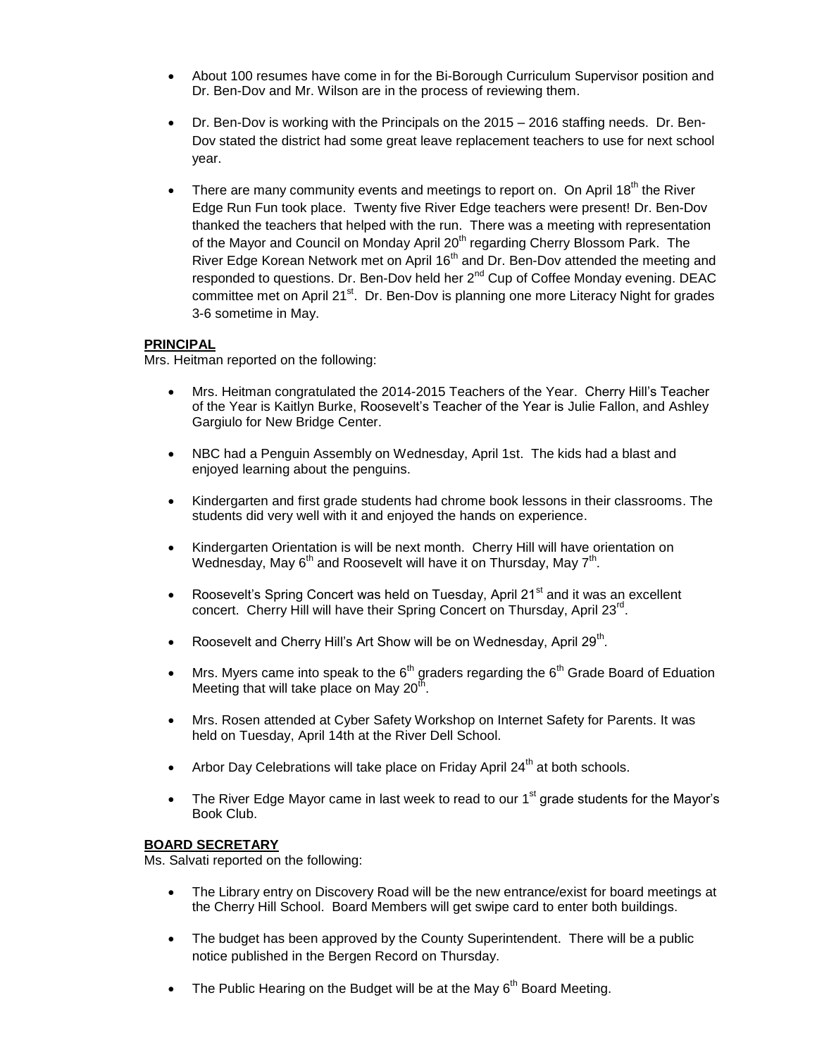- About 100 resumes have come in for the Bi-Borough Curriculum Supervisor position and Dr. Ben-Dov and Mr. Wilson are in the process of reviewing them.

- Dr. Ben-Dov is working with the Principals on the 2015 – 2016 staffing needs. Dr. Ben-Dov stated the district had some great leave replacement teachers to use for next school year.

- There are many community events and meetings to report on. On April 18th the River Edge Run Fun took place. Twenty five River Edge teachers were present! Dr. Ben-Dov thanked the teachers that helped with the run. There was a meeting with representation of the Mayor and Council on Monday April 20th regarding Cherry Blossom Park. The River Edge Korean Network met on April 16th and Dr. Ben-Dov attended the meeting and responded to questions. Dr. Ben-Dov held her 2nd Cup of Coffee Monday evening. DEAC committee met on April 21st. Dr. Ben-Dov is planning one more Literacy Night for grades 3-6 sometime in May.

**PRINCIPAL**

Mrs. Heitman reported on the following:

- Mrs. Heitman congratulated the 2014-2015 Teachers of the Year. Cherry Hill's Teacher of the Year is Kaitlyn Burke, Roosevelt's Teacher of the Year is Julie Fallon, and Ashley Gargiulo for New Bridge Center.

- NBC had a Penguin Assembly on Wednesday, April 1st. The kids had a blast and enjoyed learning about the penguins.

- Kindergarten and first grade students had chrome book lessons in their classrooms. The students did very well with it and enjoyed the hands on experience.

- Kindergarten Orientation is will be next month. Cherry Hill will have orientation on Wednesday, May 6th and Roosevelt will have it on Thursday, May 7th.

- Roosevelt's Spring Concert was held on Tuesday, April 21st and it was an excellent concert. Cherry Hill will have their Spring Concert on Thursday, April 23rd.

- Roosevelt and Cherry Hill's Art Show will be on Wednesday, April 29th.

- Mrs. Myers came into speak to the 6th graders regarding the 6th Grade Board of Eduation Meeting that will take place on May 20th.

- Mrs. Rosen attended at Cyber Safety Workshop on Internet Safety for Parents. It was held on Tuesday, April 14th at the River Dell School.

- Arbor Day Celebrations will take place on Friday April 24th at both schools.

- The River Edge Mayor came in last week to read to our 1st grade students for the Mayor's Book Club.

**BOARD SECRETARY**

Ms. Salvati reported on the following:

- The Library entry on Discovery Road will be the new entrance/exist for board meetings at the Cherry Hill School. Board Members will get swipe card to enter both buildings.

- The budget has been approved by the County Superintendent. There will be a public notice published in the Bergen Record on Thursday.

- The Public Hearing on the Budget will be at the May 6th Board Meeting.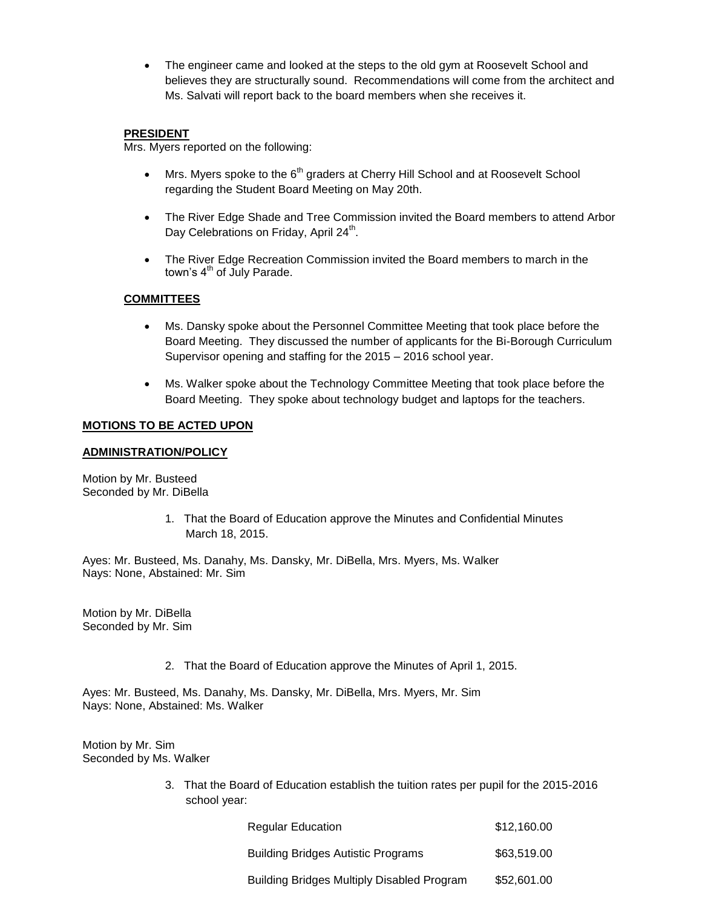- The engineer came and looked at the steps to the old gym at Roosevelt School and believes they are structurally sound. Recommendations will come from the architect and Ms. Salvati will report back to the board members when she receives it.

**PRESIDENT**

Mrs. Myers reported on the following:

- Mrs. Myers spoke to the 6th graders at Cherry Hill School and at Roosevelt School regarding the Student Board Meeting on May 20th.
- The River Edge Shade and Tree Commission invited the Board members to attend Arbor Day Celebrations on Friday, April 24th.
- The River Edge Recreation Commission invited the Board members to march in the town's 4th of July Parade.

**COMMITTEES**

- Ms. Dansky spoke about the Personnel Committee Meeting that took place before the Board Meeting. They discussed the number of applicants for the Bi-Borough Curriculum Supervisor opening and staffing for the 2015 – 2016 school year.
- Ms. Walker spoke about the Technology Committee Meeting that took place before the Board Meeting. They spoke about technology budget and laptops for the teachers.

**MOTIONS TO BE ACTED UPON**

**ADMINISTRATION/POLICY**

Motion by Mr. Busteed
Seconded by Mr. DiBella

1. That the Board of Education approve the Minutes and Confidential Minutes March 18, 2015.

Ayes: Mr. Busteed, Ms. Danahy, Ms. Dansky, Mr. DiBella, Mrs. Myers, Ms. Walker
Nays: None, Abstained: Mr. Sim

Motion by Mr. DiBella
Seconded by Mr. Sim

2. That the Board of Education approve the Minutes of April 1, 2015.

Ayes: Mr. Busteed, Ms. Danahy, Ms. Dansky, Mr. DiBella, Mrs. Myers, Mr. Sim
Nays: None, Abstained: Ms. Walker

Motion by Mr. Sim
Seconded by Ms. Walker

3. That the Board of Education establish the tuition rates per pupil for the 2015-2016 school year:

| | |
|---|---|
| Regular Education | \$12,160.00 |
| Building Bridges Autistic Programs | \$63,519.00 |
| Building Bridges Multiply Disabled Program | \$52,601.00 |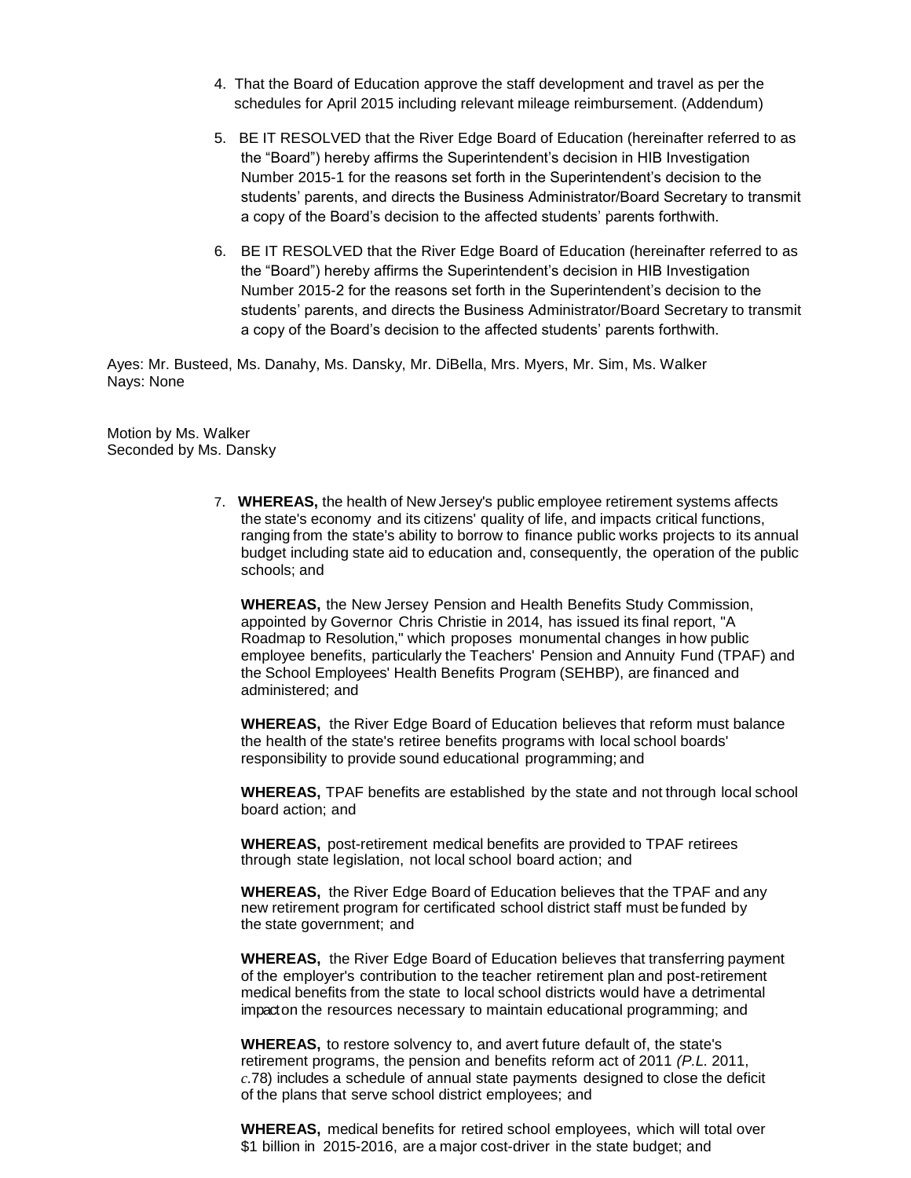4. That the Board of Education approve the staff development and travel as per the schedules for April 2015 including relevant mileage reimbursement. (Addendum)

5. BE IT RESOLVED that the River Edge Board of Education (hereinafter referred to as the "Board") hereby affirms the Superintendent's decision in HIB Investigation Number 2015-1 for the reasons set forth in the Superintendent's decision to the students' parents, and directs the Business Administrator/Board Secretary to transmit a copy of the Board's decision to the affected students' parents forthwith.

6. BE IT RESOLVED that the River Edge Board of Education (hereinafter referred to as the "Board") hereby affirms the Superintendent's decision in HIB Investigation Number 2015-2 for the reasons set forth in the Superintendent's decision to the students' parents, and directs the Business Administrator/Board Secretary to transmit a copy of the Board's decision to the affected students' parents forthwith.

Ayes: Mr. Busteed, Ms. Danahy, Ms. Dansky, Mr. DiBella, Mrs. Myers, Mr. Sim, Ms. Walker
Nays: None

Motion by Ms. Walker
Seconded by Ms. Dansky

7. **WHEREAS,** the health of New Jersey's public employee retirement systems affects the state's economy and its citizens' quality of life, and impacts critical functions, ranging from the state's ability to borrow to finance public works projects to its annual budget including state aid to education and, consequently, the operation of the public schools; and

   **WHEREAS,** the New Jersey Pension and Health Benefits Study Commission, appointed by Governor Chris Christie in 2014, has issued its final report, "A Roadmap to Resolution," which proposes monumental changes in how public employee benefits, particularly the Teachers' Pension and Annuity Fund (TPAF) and the School Employees' Health Benefits Program (SEHBP), are financed and administered; and

   **WHEREAS,** the River Edge Board of Education believes that reform must balance the health of the state's retiree benefits programs with local school boards' responsibility to provide sound educational programming; and

   **WHEREAS,** TPAF benefits are established by the state and not through local school board action; and

   **WHEREAS,** post-retirement medical benefits are provided to TPAF retirees through state legislation, not local school board action; and

   **WHEREAS,** the River Edge Board of Education believes that the TPAF and any new retirement program for certificated school district staff must be funded by the state government; and

   **WHEREAS,** the River Edge Board of Education believes that transferring payment of the employer's contribution to the teacher retirement plan and post-retirement medical benefits from the state to local school districts would have a detrimental impact on the resources necessary to maintain educational programming; and

   **WHEREAS,** to restore solvency to, and avert future default of, the state's retirement programs, the pension and benefits reform act of 2011 *(P.L.* 2011, *c.*78) includes a schedule of annual state payments designed to close the deficit of the plans that serve school district employees; and

   **WHEREAS,** medical benefits for retired school employees, which will total over $1 billion in 2015-2016, are a major cost-driver in the state budget; and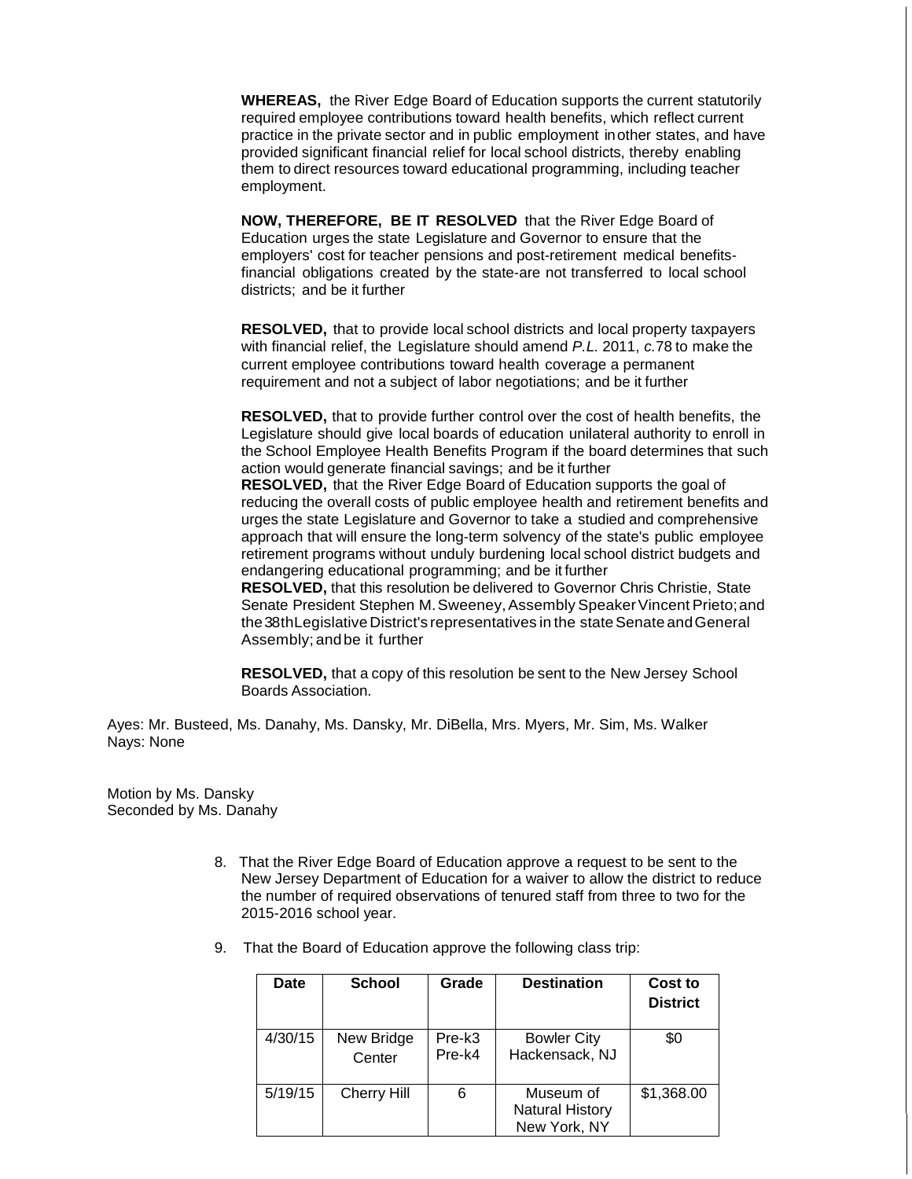**WHEREAS,** the River Edge Board of Education supports the current statutorily required employee contributions toward health benefits, which reflect current practice in the private sector and in public employment in other states, and have provided significant financial relief for local school districts, thereby enabling them to direct resources toward educational programming, including teacher employment.

**NOW, THEREFORE, BE IT RESOLVED** that the River Edge Board of Education urges the state Legislature and Governor to ensure that the employers' cost for teacher pensions and post-retirement medical benefits-financial obligations created by the state-are not transferred to local school districts; and be it further

**RESOLVED,** that to provide local school districts and local property taxpayers with financial relief, the Legislature should amend *P.L.* 2011, *c.*78 to make the current employee contributions toward health coverage a permanent requirement and not a subject of labor negotiations; and be it further

**RESOLVED,** that to provide further control over the cost of health benefits, the Legislature should give local boards of education unilateral authority to enroll in the School Employee Health Benefits Program if the board determines that such action would generate financial savings; and be it further

**RESOLVED,** that the River Edge Board of Education supports the goal of reducing the overall costs of public employee health and retirement benefits and urges the state Legislature and Governor to take a studied and comprehensive approach that will ensure the long-term solvency of the state's public employee retirement programs without unduly burdening local school district budgets and endangering educational programming; and be it further

**RESOLVED,** that this resolution be delivered to Governor Chris Christie, State Senate President Stephen M. Sweeney, Assembly Speaker Vincent Prieto; and the 38th Legislative District's representatives in the state Senate and General Assembly; and be it further

**RESOLVED,** that a copy of this resolution be sent to the New Jersey School Boards Association.

Ayes: Mr. Busteed, Ms. Danahy, Ms. Dansky, Mr. DiBella, Mrs. Myers, Mr. Sim, Ms. Walker
Nays: None

Motion by Ms. Dansky
Seconded by Ms. Danahy

8. That the River Edge Board of Education approve a request to be sent to the New Jersey Department of Education for a waiver to allow the district to reduce the number of required observations of tenured staff from three to two for the 2015-2016 school year.

9. That the Board of Education approve the following class trip:

| Date | School | Grade | Destination | Cost to District |
|---|---|---|---|---|
| 4/30/15 | New Bridge Center | Pre-k3 Pre-k4 | Bowler City Hackensack, NJ | $0 |
| 5/19/15 | Cherry Hill | 6 | Museum of Natural History New York, NY | $1,368.00 |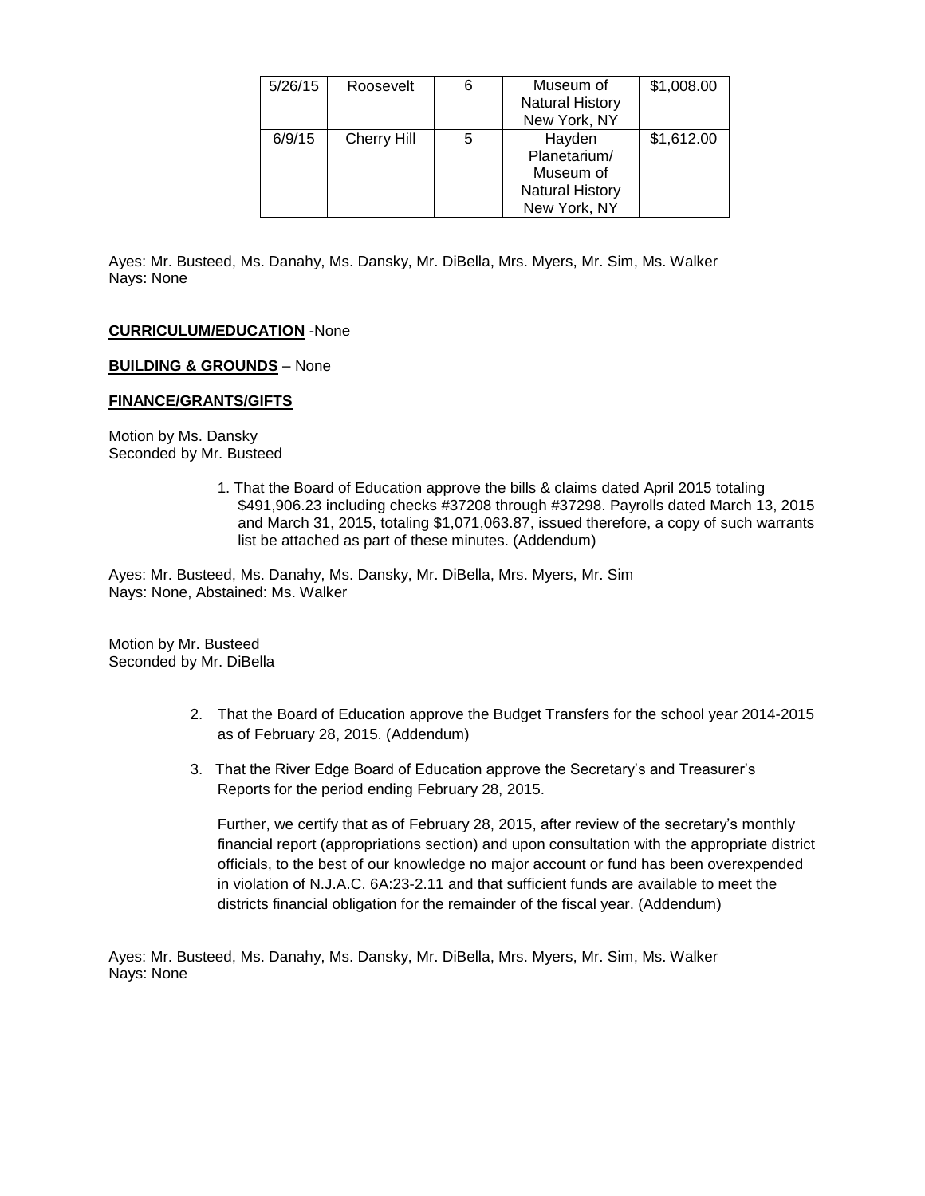| 5/26/15 | Roosevelt | 6 | Museum of Natural History New York, NY | $1,008.00 |
|---|---|---|---|---|
| 6/9/15 | Cherry Hill | 5 | Hayden Planetarium/ Museum of Natural History New York, NY | $1,612.00 |

Ayes: Mr. Busteed, Ms. Danahy, Ms. Dansky, Mr. DiBella, Mrs. Myers, Mr. Sim, Ms. Walker
Nays: None

**CURRICULUM/EDUCATION** -None

**BUILDING & GROUNDS** – None

**FINANCE/GRANTS/GIFTS**

Motion by Ms. Dansky
Seconded by Mr. Busteed

1. That the Board of Education approve the bills & claims dated April 2015 totaling $491,906.23 including checks #37208 through #37298. Payrolls dated March 13, 2015 and March 31, 2015, totaling $1,071,063.87, issued therefore, a copy of such warrants list be attached as part of these minutes. (Addendum)

Ayes: Mr. Busteed, Ms. Danahy, Ms. Dansky, Mr. DiBella, Mrs. Myers, Mr. Sim
Nays: None, Abstained: Ms. Walker

Motion by Mr. Busteed
Seconded by Mr. DiBella

2. That the Board of Education approve the Budget Transfers for the school year 2014-2015 as of February 28, 2015. (Addendum)

3. That the River Edge Board of Education approve the Secretary's and Treasurer's Reports for the period ending February 28, 2015.

   Further, we certify that as of February 28, 2015, after review of the secretary's monthly financial report (appropriations section) and upon consultation with the appropriate district officials, to the best of our knowledge no major account or fund has been overexpended in violation of N.J.A.C. 6A:23-2.11 and that sufficient funds are available to meet the districts financial obligation for the remainder of the fiscal year. (Addendum)

Ayes: Mr. Busteed, Ms. Danahy, Ms. Dansky, Mr. DiBella, Mrs. Myers, Mr. Sim, Ms. Walker
Nays: None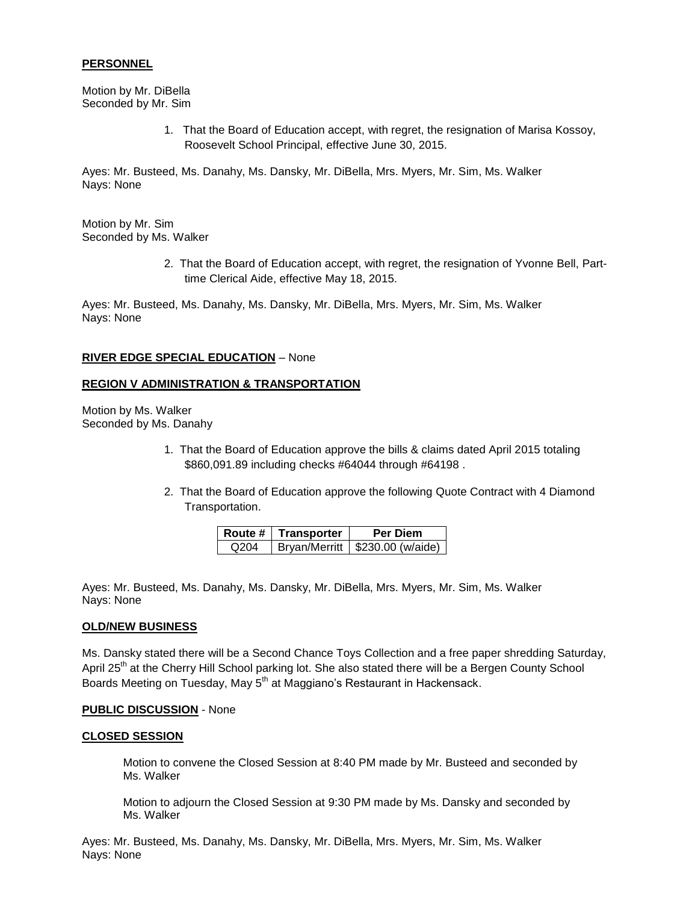**PERSONNEL**

Motion by Mr. DiBella
Seconded by Mr. Sim

1. That the Board of Education accept, with regret, the resignation of Marisa Kossoy, Roosevelt School Principal, effective June 30, 2015.

Ayes: Mr. Busteed, Ms. Danahy, Ms. Dansky, Mr. DiBella, Mrs. Myers, Mr. Sim, Ms. Walker
Nays: None

Motion by Mr. Sim
Seconded by Ms. Walker

2. That the Board of Education accept, with regret, the resignation of Yvonne Bell, Part-time Clerical Aide, effective May 18, 2015.

Ayes: Mr. Busteed, Ms. Danahy, Ms. Dansky, Mr. DiBella, Mrs. Myers, Mr. Sim, Ms. Walker
Nays: None

**RIVER EDGE SPECIAL EDUCATION** – None

**REGION V ADMINISTRATION & TRANSPORTATION**

Motion by Ms. Walker
Seconded by Ms. Danahy

1. That the Board of Education approve the bills & claims dated April 2015 totaling $860,091.89 including checks #64044 through #64198 .

2. That the Board of Education approve the following Quote Contract with 4 Diamond Transportation.

| Route # | Transporter | Per Diem |
|---|---|---|
| Q204 | Bryan/Merritt | $230.00 (w/aide) |

Ayes: Mr. Busteed, Ms. Danahy, Ms. Dansky, Mr. DiBella, Mrs. Myers, Mr. Sim, Ms. Walker
Nays: None

**OLD/NEW BUSINESS**

Ms. Dansky stated there will be a Second Chance Toys Collection and a free paper shredding Saturday, April 25th at the Cherry Hill School parking lot. She also stated there will be a Bergen County School Boards Meeting on Tuesday, May 5th at Maggiano's Restaurant in Hackensack.

**PUBLIC DISCUSSION** - None

**CLOSED SESSION**

Motion to convene the Closed Session at 8:40 PM made by Mr. Busteed and seconded by Ms. Walker

Motion to adjourn the Closed Session at 9:30 PM made by Ms. Dansky and seconded by Ms. Walker

Ayes: Mr. Busteed, Ms. Danahy, Ms. Dansky, Mr. DiBella, Mrs. Myers, Mr. Sim, Ms. Walker
Nays: None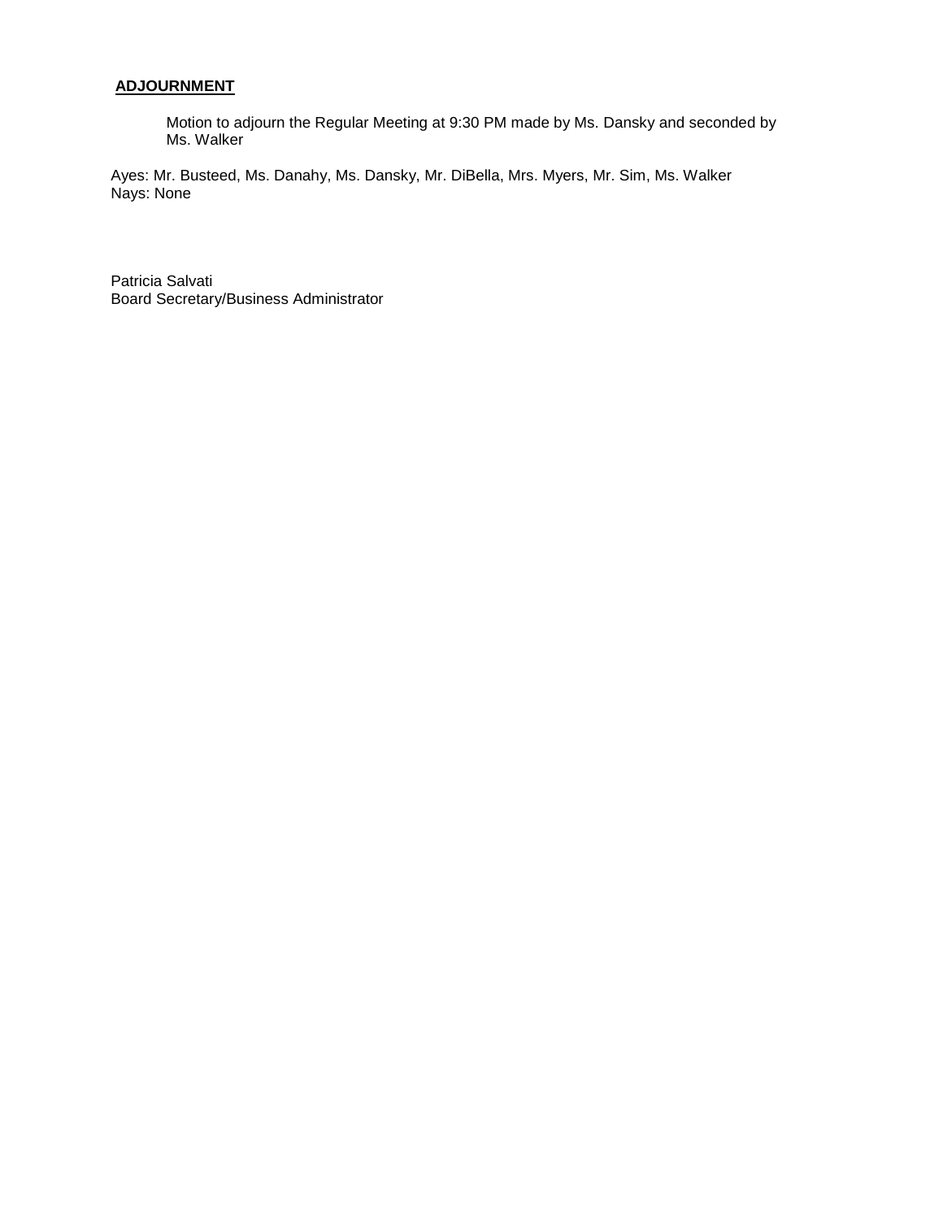**ADJOURNMENT**

Motion to adjourn the Regular Meeting at 9:30 PM made by Ms. Dansky and seconded by Ms. Walker

Ayes: Mr. Busteed, Ms. Danahy, Ms. Dansky, Mr. DiBella, Mrs. Myers, Mr. Sim, Ms. Walker
Nays: None

Patricia Salvati
Board Secretary/Business Administrator